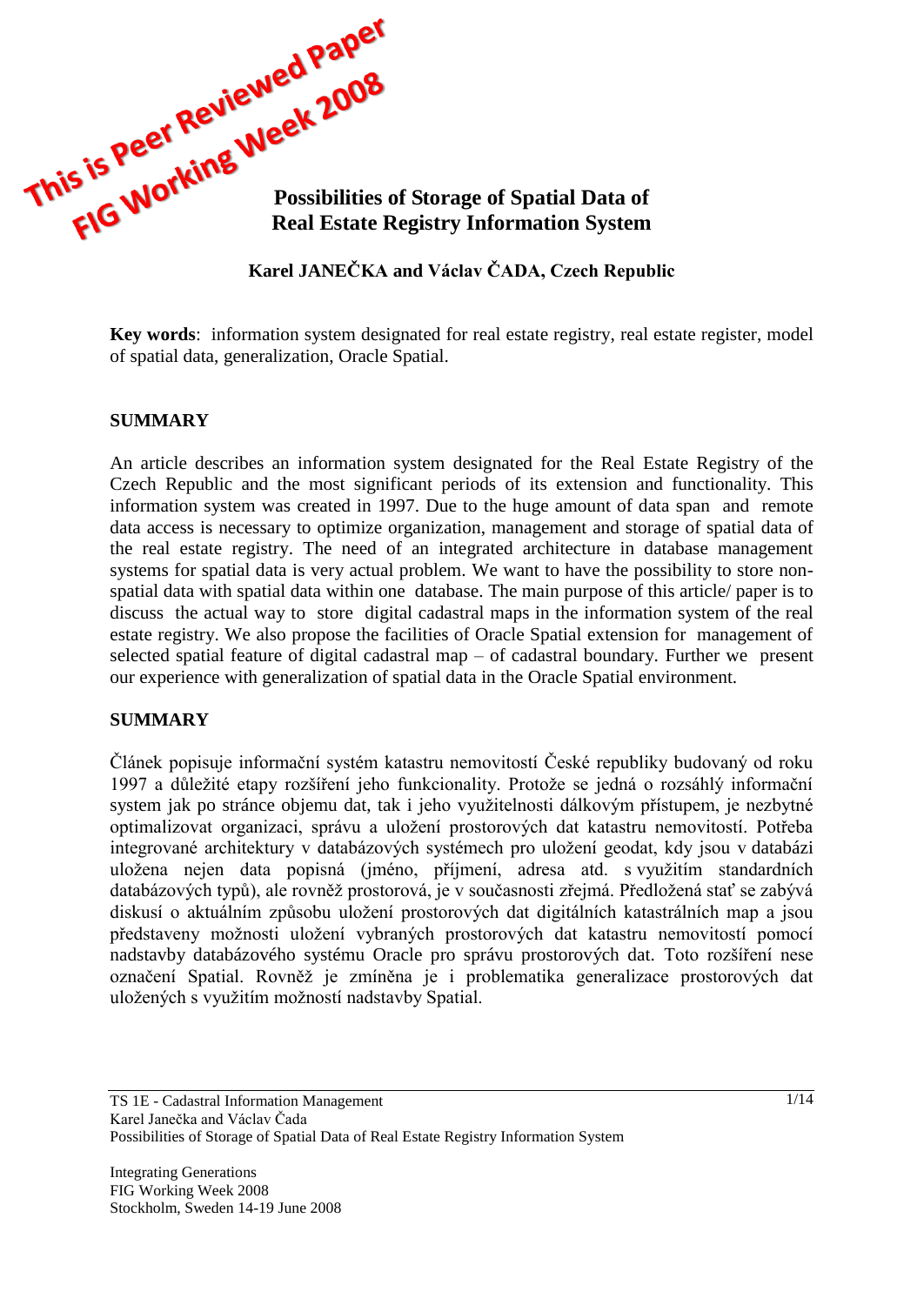This is Peer Reviewed Paper
FIG Working Week 2008

# Possibilities of Storage of Spatial Data of Real Estate Registry Information System

**Karel JANEČKA and Václav ČADA, Czech Republic**

**Key words**: information system designated for real estate registry, real estate register, model of spatial data, generalization, Oracle Spatial.

## SUMMARY

An article describes an information system designated for the Real Estate Registry of the Czech Republic and the most significant periods of its extension and functionality. This information system was created in 1997. Due to the huge amount of data span and remote data access is necessary to optimize organization, management and storage of spatial data of the real estate registry. The need of an integrated architecture in database management systems for spatial data is very actual problem. We want to have the possibility to store non-spatial data with spatial data within one database. The main purpose of this article/ paper is to discuss the actual way to store digital cadastral maps in the information system of the real estate registry. We also propose the facilities of Oracle Spatial extension for management of selected spatial feature of digital cadastral map – of cadastral boundary. Further we present our experience with generalization of spatial data in the Oracle Spatial environment.

## SUMMARY

Článek popisuje informační systém katastru nemovitostí České republiky budovaný od roku 1997 a důležité etapy rozšíření jeho funkcionality. Protože se jedná o rozsáhlý informační system jak po stránce objemu dat, tak i jeho využitelnosti dálkovým přístupem, je nezbytné optimalizovat organizaci, správu a uložení prostorových dat katastru nemovitostí. Potřeba integrované architektury v databázových systémech pro uložení geodat, kdy jsou v databázi uložena nejen data popisná (jméno, příjmení, adresa atd. s využitím standardních databázových typů), ale rovněž prostorová, je v současnosti zřejmá. Předložená stať se zabývá diskusí o aktuálním způsobu uložení prostorových dat digitálních katastrálních map a jsou představeny možnosti uložení vybraných prostorových dat katastru nemovitostí pomocí nadstavby databázového systému Oracle pro správu prostorových dat. Toto rozšíření nese označení Spatial. Rovněž je zmíněna je i problematika generalizace prostorových dat uložených s využitím možností nadstavby Spatial.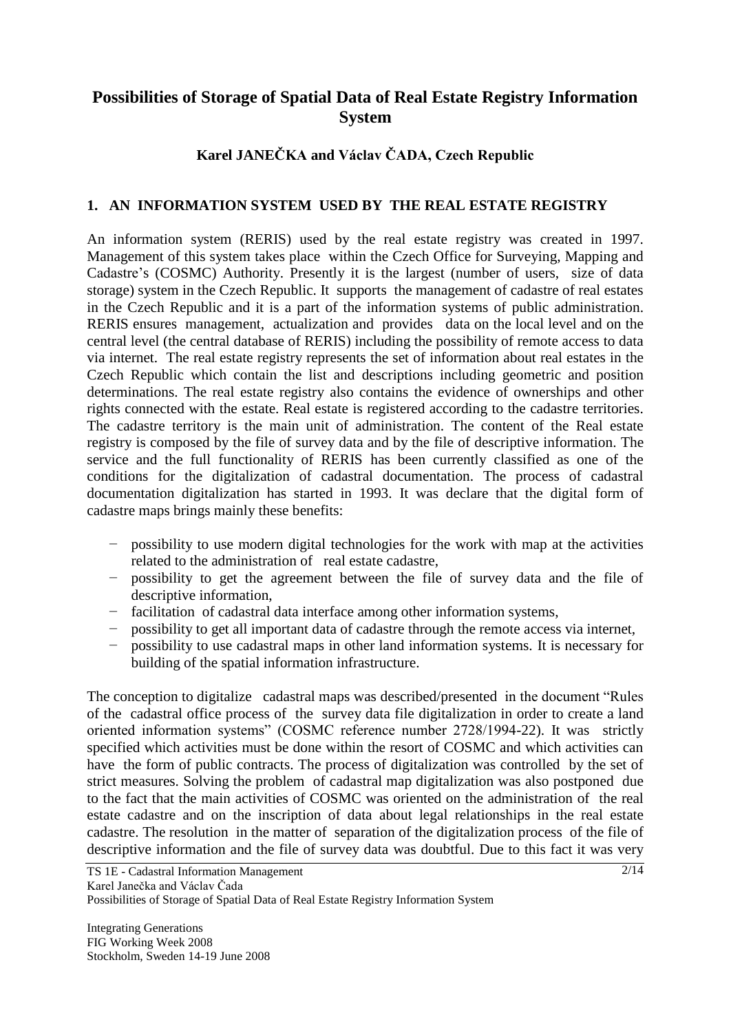# Possibilities of Storage of Spatial Data of Real Estate Registry Information System

**Karel JANEČKA and Václav ČADA, Czech Republic**

## 1. AN INFORMATION SYSTEM USED BY THE REAL ESTATE REGISTRY

An information system (RERIS) used by the real estate registry was created in 1997. Management of this system takes place within the Czech Office for Surveying, Mapping and Cadastre's (COSMC) Authority. Presently it is the largest (number of users, size of data storage) system in the Czech Republic. It supports the management of cadastre of real estates in the Czech Republic and it is a part of the information systems of public administration. RERIS ensures management, actualization and provides data on the local level and on the central level (the central database of RERIS) including the possibility of remote access to data via internet. The real estate registry represents the set of information about real estates in the Czech Republic which contain the list and descriptions including geometric and position determinations. The real estate registry also contains the evidence of ownerships and other rights connected with the estate. Real estate is registered according to the cadastre territories. The cadastre territory is the main unit of administration. The content of the Real estate registry is composed by the file of survey data and by the file of descriptive information. The service and the full functionality of RERIS has been currently classified as one of the conditions for the digitalization of cadastral documentation. The process of cadastral documentation digitalization has started in 1993. It was declare that the digital form of cadastre maps brings mainly these benefits:

- possibility to use modern digital technologies for the work with map at the activities related to the administration of real estate cadastre,
- possibility to get the agreement between the file of survey data and the file of descriptive information,
- facilitation of cadastral data interface among other information systems,
- possibility to get all important data of cadastre through the remote access via internet,
- possibility to use cadastral maps in other land information systems. It is necessary for building of the spatial information infrastructure.

The conception to digitalize cadastral maps was described/presented in the document "Rules of the cadastral office process of the survey data file digitalization in order to create a land oriented information systems" (COSMC reference number 2728/1994-22). It was strictly specified which activities must be done within the resort of COSMC and which activities can have the form of public contracts. The process of digitalization was controlled by the set of strict measures. Solving the problem of cadastral map digitalization was also postponed due to the fact that the main activities of COSMC was oriented on the administration of the real estate cadastre and on the inscription of data about legal relationships in the real estate cadastre. The resolution in the matter of separation of the digitalization process of the file of descriptive information and the file of survey data was doubtful. Due to this fact it was very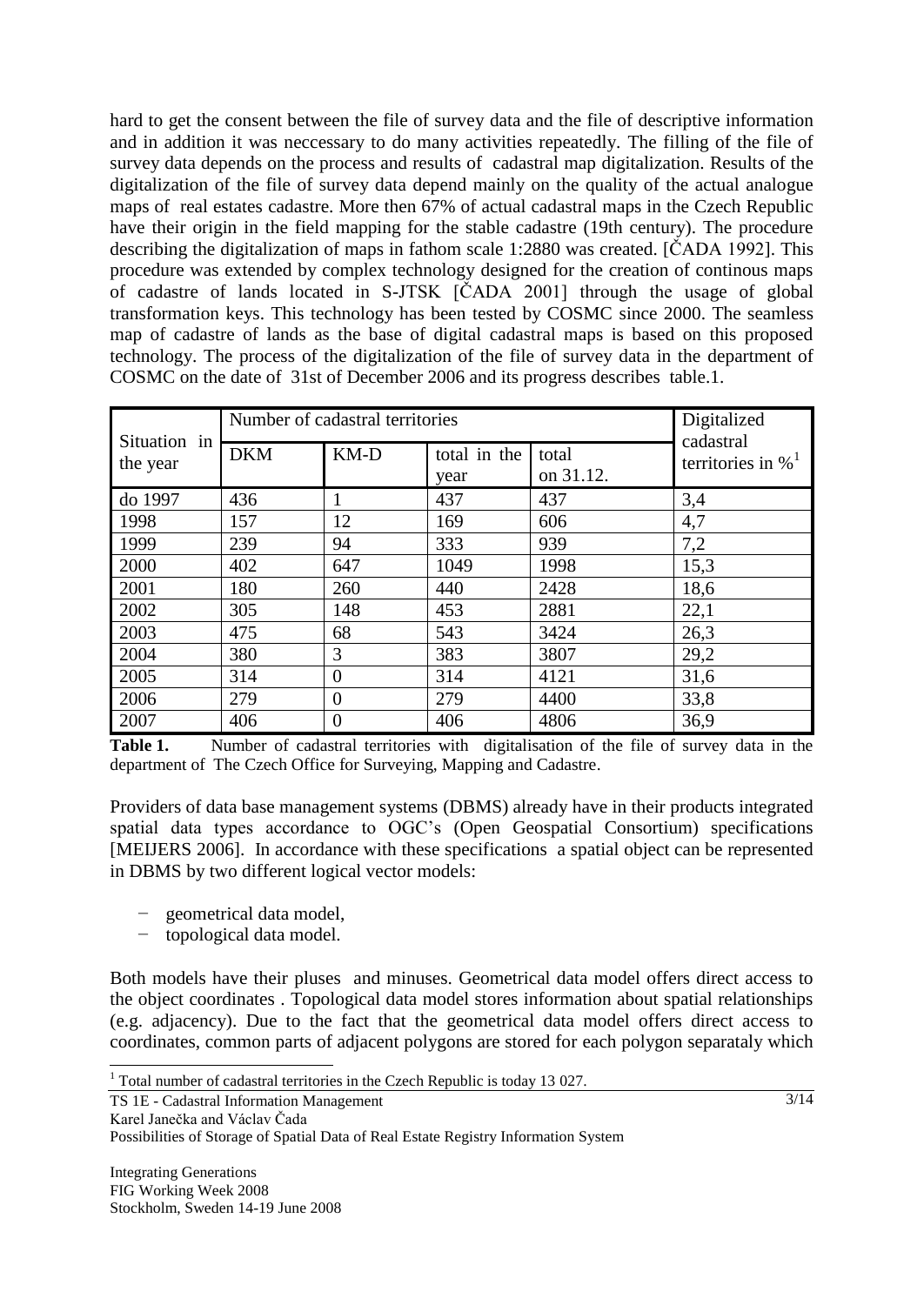hard to get the consent between the file of survey data and the file of descriptive information and in addition it was neccessary to do many activities repeatedly. The filling of the file of survey data depends on the process and results of cadastral map digitalization. Results of the digitalization of the file of survey data depend mainly on the quality of the actual analogue maps of real estates cadastre. More then 67% of actual cadastral maps in the Czech Republic have their origin in the field mapping for the stable cadastre (19th century). The procedure describing the digitalization of maps in fathom scale 1:2880 was created. [ČADA 1992]. This procedure was extended by complex technology designed for the creation of continous maps of cadastre of lands located in S-JTSK [ČADA 2001] through the usage of global transformation keys. This technology has been tested by COSMC since 2000. The seamless map of cadastre of lands as the base of digital cadastral maps is based on this proposed technology. The process of the digitalization of the file of survey data in the department of COSMC on the date of 31st of December 2006 and its progress describes table.1.

| Situation in the year | Number of cadastral territories | | | | Digitalized cadastral territories in %[1] |
|---|---|---|---|---|---|
| | DKM | KM-D | total in the year | total on 31.12. | |
| do 1997 | 436 | 1 | 437 | 437 | 3,4 |
| 1998 | 157 | 12 | 169 | 606 | 4,7 |
| 1999 | 239 | 94 | 333 | 939 | 7,2 |
| 2000 | 402 | 647 | 1049 | 1998 | 15,3 |
| 2001 | 180 | 260 | 440 | 2428 | 18,6 |
| 2002 | 305 | 148 | 453 | 2881 | 22,1 |
| 2003 | 475 | 68 | 543 | 3424 | 26,3 |
| 2004 | 380 | 3 | 383 | 3807 | 29,2 |
| 2005 | 314 | 0 | 314 | 4121 | 31,6 |
| 2006 | 279 | 0 | 279 | 4400 | 33,8 |
| 2007 | 406 | 0 | 406 | 4806 | 36,9 |

**Table 1.** Number of cadastral territories with digitalisation of the file of survey data in the department of The Czech Office for Surveying, Mapping and Cadastre.

Providers of data base management systems (DBMS) already have in their products integrated spatial data types accordance to OGC's (Open Geospatial Consortium) specifications [MEIJERS 2006]. In accordance with these specifications a spatial object can be represented in DBMS by two different logical vector models:

- geometrical data model,
- topological data model.

Both models have their pluses and minuses. Geometrical data model offers direct access to the object coordinates . Topological data model stores information about spatial relationships (e.g. adjacency). Due to the fact that the geometrical data model offers direct access to coordinates, common parts of adjacent polygons are stored for each polygon separataly which

[1] Total number of cadastral territories in the Czech Republic is today 13 027.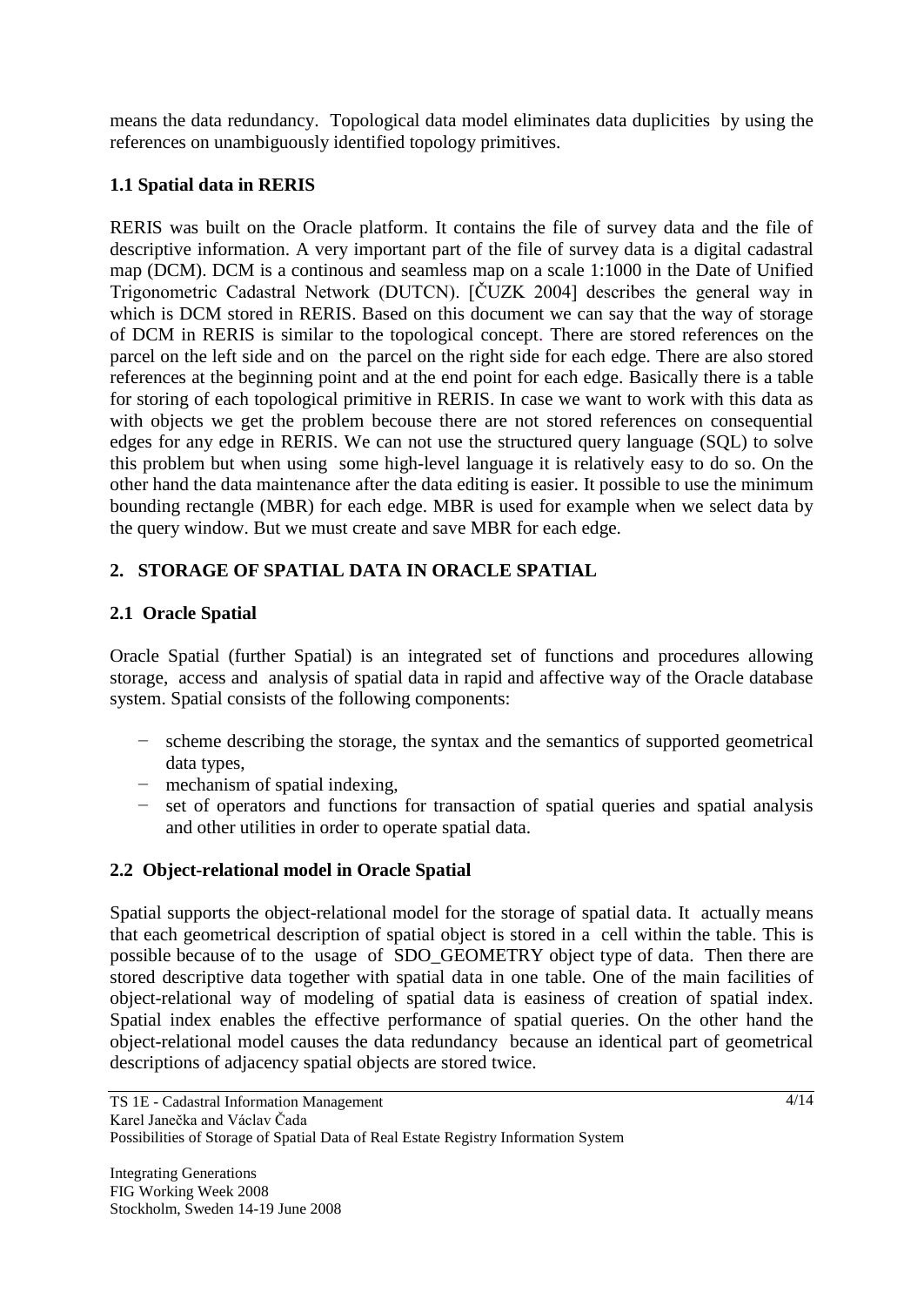means the data redundancy. Topological data model eliminates data duplicities by using the references on unambiguously identified topology primitives.

### 1.1 Spatial data in RERIS

RERIS was built on the Oracle platform. It contains the file of survey data and the file of descriptive information. A very important part of the file of survey data is a digital cadastral map (DCM). DCM is a continous and seamless map on a scale 1:1000 in the Date of Unified Trigonometric Cadastral Network (DUTCN). [ČUZK 2004] describes the general way in which is DCM stored in RERIS. Based on this document we can say that the way of storage of DCM in RERIS is similar to the topological concept. There are stored references on the parcel on the left side and on the parcel on the right side for each edge. There are also stored references at the beginning point and at the end point for each edge. Basically there is a table for storing of each topological primitive in RERIS. In case we want to work with this data as with objects we get the problem becouse there are not stored references on consequential edges for any edge in RERIS. We can not use the structured query language (SQL) to solve this problem but when using some high-level language it is relatively easy to do so. On the other hand the data maintenance after the data editing is easier. It possible to use the minimum bounding rectangle (MBR) for each edge. MBR is used for example when we select data by the query window. But we must create and save MBR for each edge.

## 2. STORAGE OF SPATIAL DATA IN ORACLE SPATIAL

### 2.1 Oracle Spatial

Oracle Spatial (further Spatial) is an integrated set of functions and procedures allowing storage, access and analysis of spatial data in rapid and affective way of the Oracle database system. Spatial consists of the following components:

- scheme describing the storage, the syntax and the semantics of supported geometrical data types,
- mechanism of spatial indexing,
- set of operators and functions for transaction of spatial queries and spatial analysis and other utilities in order to operate spatial data.

### 2.2 Object-relational model in Oracle Spatial

Spatial supports the object-relational model for the storage of spatial data. It actually means that each geometrical description of spatial object is stored in a cell within the table. This is possible because of to the usage of SDO_GEOMETRY object type of data. Then there are stored descriptive data together with spatial data in one table. One of the main facilities of object-relational way of modeling of spatial data is easiness of creation of spatial index. Spatial index enables the effective performance of spatial queries. On the other hand the object-relational model causes the data redundancy because an identical part of geometrical descriptions of adjacency spatial objects are stored twice.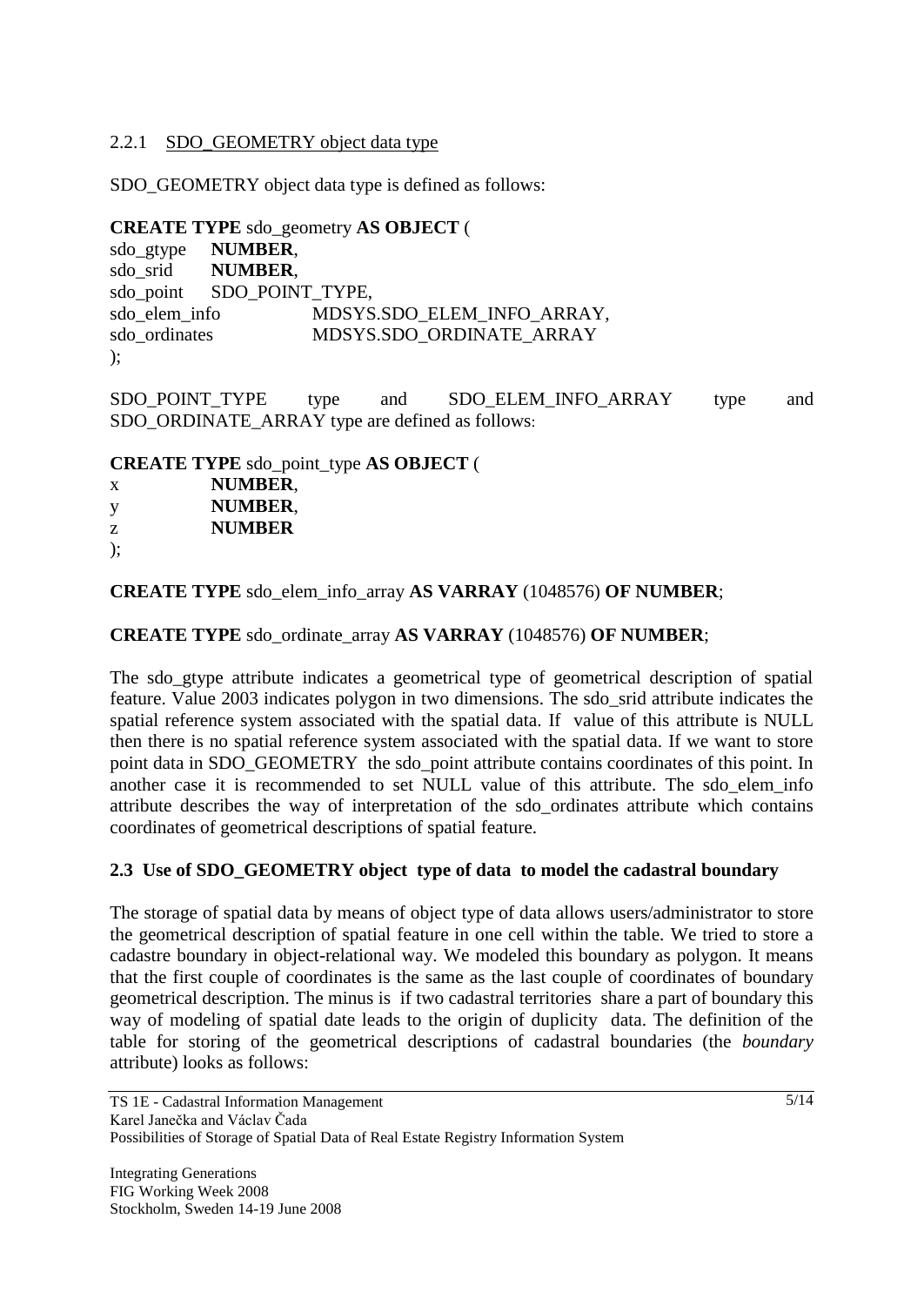### 2.2.1 SDO_GEOMETRY object data type

SDO_GEOMETRY object data type is defined as follows:

```
CREATE TYPE sdo_geometry AS OBJECT (
sdo_gtype     NUMBER,
sdo_srid      NUMBER,
sdo_point     SDO_POINT_TYPE,
sdo_elem_info          MDSYS.SDO_ELEM_INFO_ARRAY,
sdo_ordinates          MDSYS.SDO_ORDINATE_ARRAY
);
```

SDO_POINT_TYPE type and SDO_ELEM_INFO_ARRAY type and SDO_ORDINATE_ARRAY type are defined as follows:

```
CREATE TYPE sdo_point_type AS OBJECT (
x          NUMBER,
y          NUMBER,
z          NUMBER
);
```

```
CREATE TYPE sdo_elem_info_array AS VARRAY (1048576) OF NUMBER;
```

```
CREATE TYPE sdo_ordinate_array AS VARRAY (1048576) OF NUMBER;
```

The sdo_gtype attribute indicates a geometrical type of geometrical description of spatial feature. Value 2003 indicates polygon in two dimensions. The sdo_srid attribute indicates the spatial reference system associated with the spatial data. If value of this attribute is NULL then there is no spatial reference system associated with the spatial data. If we want to store point data in SDO_GEOMETRY the sdo_point attribute contains coordinates of this point. In another case it is recommended to set NULL value of this attribute. The sdo_elem_info attribute describes the way of interpretation of the sdo_ordinates attribute which contains coordinates of geometrical descriptions of spatial feature.

## 2.3 Use of SDO_GEOMETRY object type of data to model the cadastral boundary

The storage of spatial data by means of object type of data allows users/administrator to store the geometrical description of spatial feature in one cell within the table. We tried to store a cadastre boundary in object-relational way. We modeled this boundary as polygon. It means that the first couple of coordinates is the same as the last couple of coordinates of boundary geometrical description. The minus is if two cadastral territories share a part of boundary this way of modeling of spatial date leads to the origin of duplicity data. The definition of the table for storing of the geometrical descriptions of cadastral boundaries (the *boundary* attribute) looks as follows: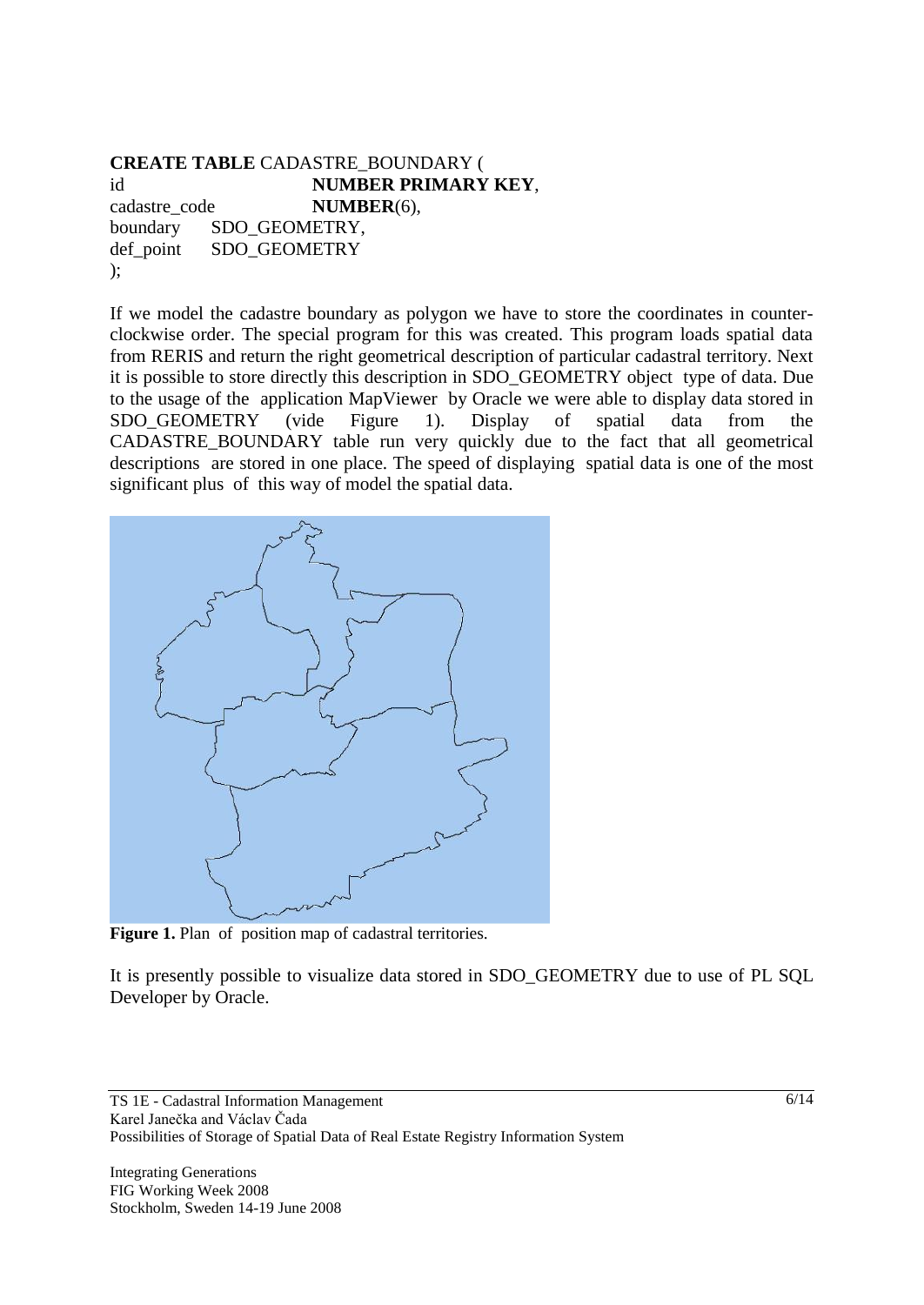```
CREATE TABLE CADASTRE_BOUNDARY (
id                  NUMBER PRIMARY KEY,
cadastre_code       NUMBER(6),
boundary    SDO_GEOMETRY,
def_point   SDO_GEOMETRY
);
```

If we model the cadastre boundary as polygon we have to store the coordinates in counter-clockwise order. The special program for this was created. This program loads spatial data from RERIS and return the right geometrical description of particular cadastral territory. Next it is possible to store directly this description in SDO_GEOMETRY object type of data. Due to the usage of the application MapViewer by Oracle we were able to display data stored in SDO_GEOMETRY (vide Figure 1). Display of spatial data from the CADASTRE_BOUNDARY table run very quickly due to the fact that all geometrical descriptions are stored in one place. The speed of displaying spatial data is one of the most significant plus of this way of model the spatial data.

**Figure 1.** Plan of position map of cadastral territories.

It is presently possible to visualize data stored in SDO_GEOMETRY due to use of PL SQL Developer by Oracle.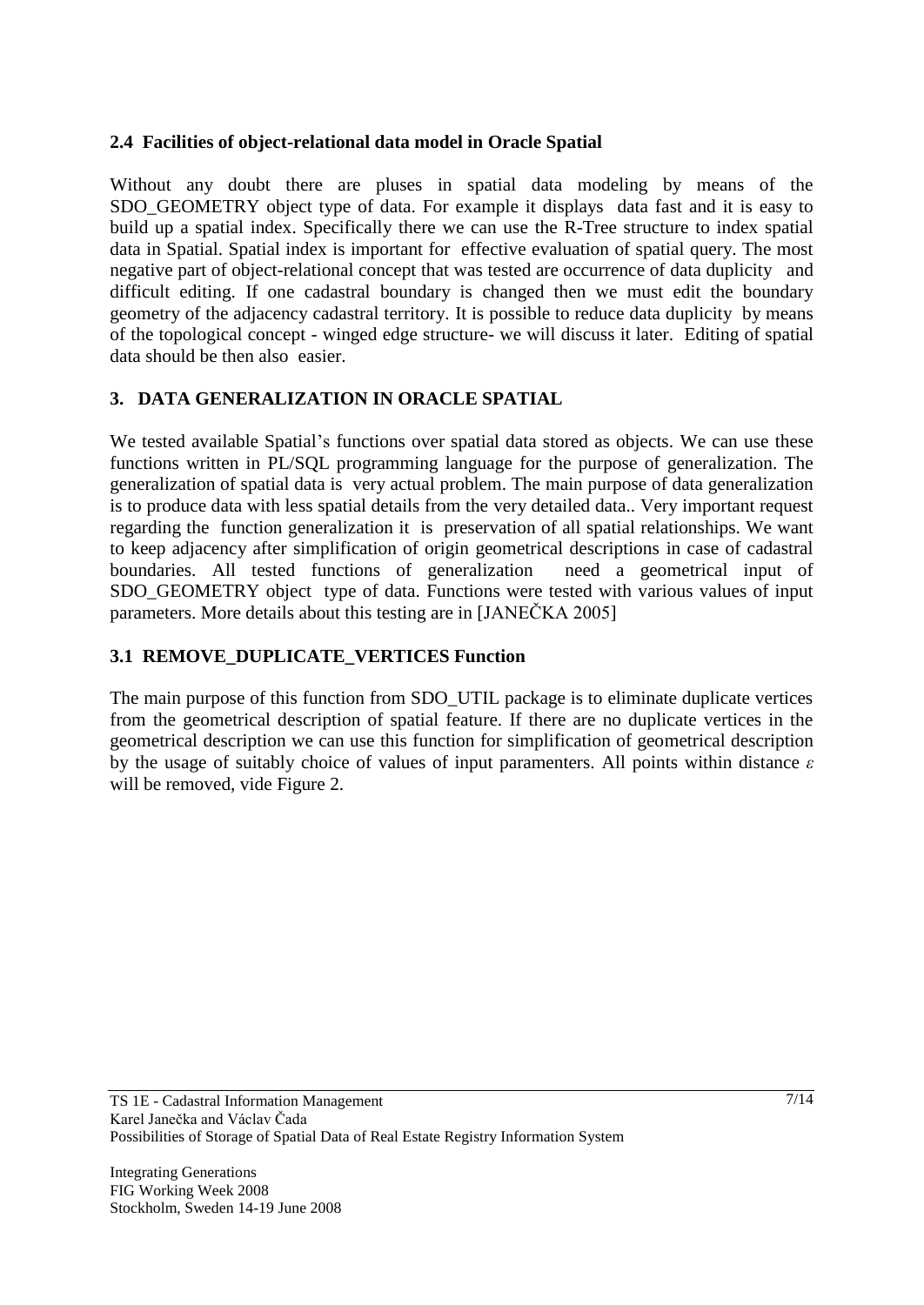### 2.4 Facilities of object-relational data model in Oracle Spatial

Without any doubt there are pluses in spatial data modeling by means of the SDO_GEOMETRY object type of data. For example it displays data fast and it is easy to build up a spatial index. Specifically there we can use the R-Tree structure to index spatial data in Spatial. Spatial index is important for effective evaluation of spatial query. The most negative part of object-relational concept that was tested are occurrence of data duplicity and difficult editing. If one cadastral boundary is changed then we must edit the boundary geometry of the adjacency cadastral territory. It is possible to reduce data duplicity by means of the topological concept - winged edge structure- we will discuss it later. Editing of spatial data should be then also easier.

## 3. DATA GENERALIZATION IN ORACLE SPATIAL

We tested available Spatial's functions over spatial data stored as objects. We can use these functions written in PL/SQL programming language for the purpose of generalization. The generalization of spatial data is very actual problem. The main purpose of data generalization is to produce data with less spatial details from the very detailed data.. Very important request regarding the function generalization it is preservation of all spatial relationships. We want to keep adjacency after simplification of origin geometrical descriptions in case of cadastral boundaries. All tested functions of generalization need a geometrical input of SDO_GEOMETRY object type of data. Functions were tested with various values of input parameters. More details about this testing are in [JANEČKA 2005]

### 3.1 REMOVE_DUPLICATE_VERTICES Function

The main purpose of this function from SDO_UTIL package is to eliminate duplicate vertices from the geometrical description of spatial feature. If there are no duplicate vertices in the geometrical description we can use this function for simplification of geometrical description by the usage of suitably choice of values of input paramenters. All points within distance $\varepsilon$ will be removed, vide Figure 2.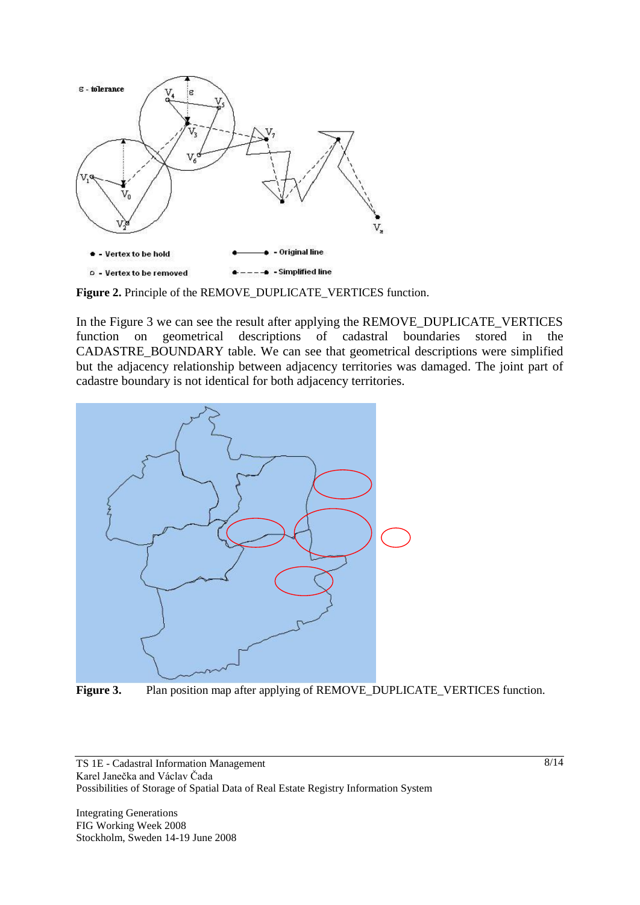**Figure 2.** Principle of the REMOVE_DUPLICATE_VERTICES function.

In the Figure 3 we can see the result after applying the REMOVE_DUPLICATE_VERTICES function on geometrical descriptions of cadastral boundaries stored in the CADASTRE_BOUNDARY table. We can see that geometrical descriptions were simplified but the adjacency relationship between adjacency territories was damaged. The joint part of cadastre boundary is not identical for both adjacency territories.

**Figure 3.** Plan position map after applying of REMOVE_DUPLICATE_VERTICES function.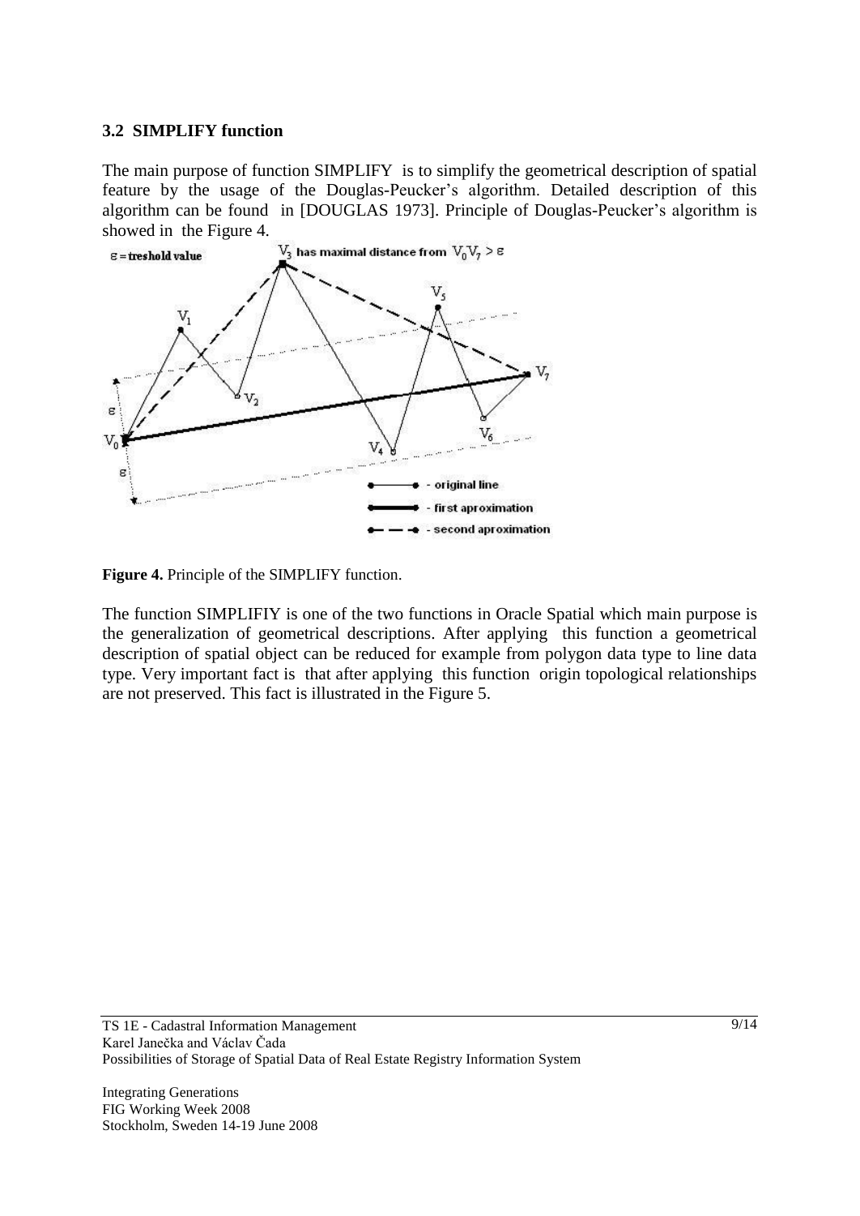### 3.2 SIMPLIFY function

The main purpose of function SIMPLIFY is to simplify the geometrical description of spatial feature by the usage of the Douglas-Peucker's algorithm. Detailed description of this algorithm can be found in [DOUGLAS 1973]. Principle of Douglas-Peucker's algorithm is showed in the Figure 4.

**Figure 4.** Principle of the SIMPLIFY function.

The function SIMPLIFIY is one of the two functions in Oracle Spatial which main purpose is the generalization of geometrical descriptions. After applying this function a geometrical description of spatial object can be reduced for example from polygon data type to line data type. Very important fact is that after applying this function origin topological relationships are not preserved. This fact is illustrated in the Figure 5.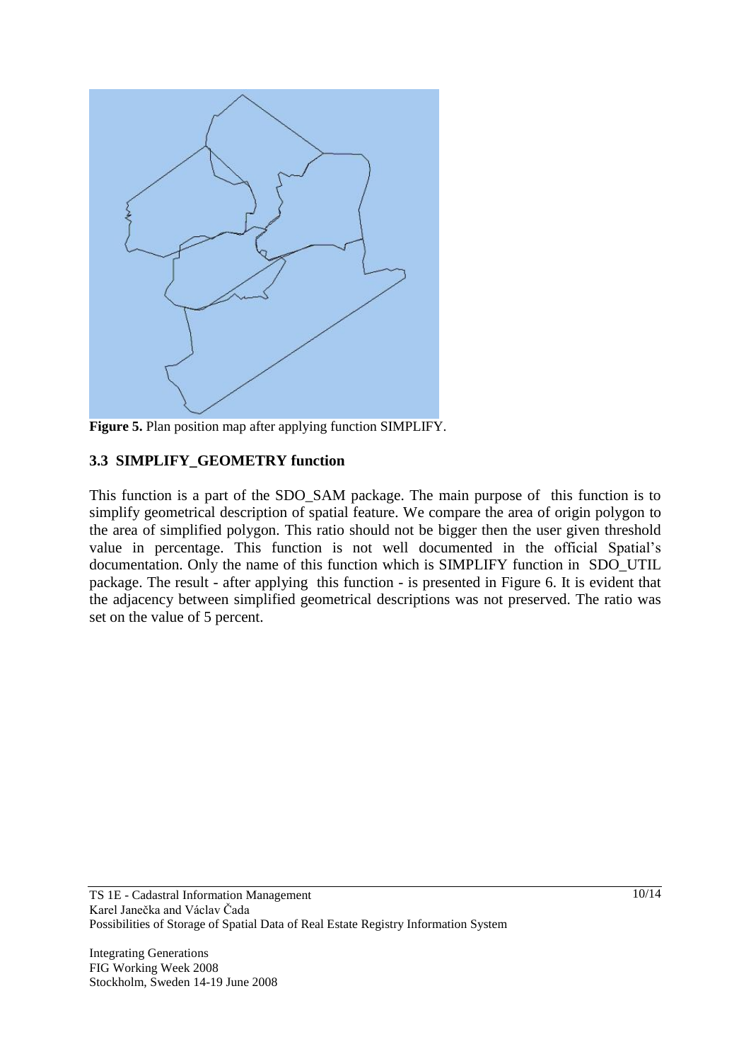**Figure 5.** Plan position map after applying function SIMPLIFY.

### 3.3 SIMPLIFY_GEOMETRY function

This function is a part of the SDO_SAM package. The main purpose of this function is to simplify geometrical description of spatial feature. We compare the area of origin polygon to the area of simplified polygon. This ratio should not be bigger then the user given threshold value in percentage. This function is not well documented in the official Spatial's documentation. Only the name of this function which is SIMPLIFY function in SDO_UTIL package. The result - after applying this function - is presented in Figure 6. It is evident that the adjacency between simplified geometrical descriptions was not preserved. The ratio was set on the value of 5 percent.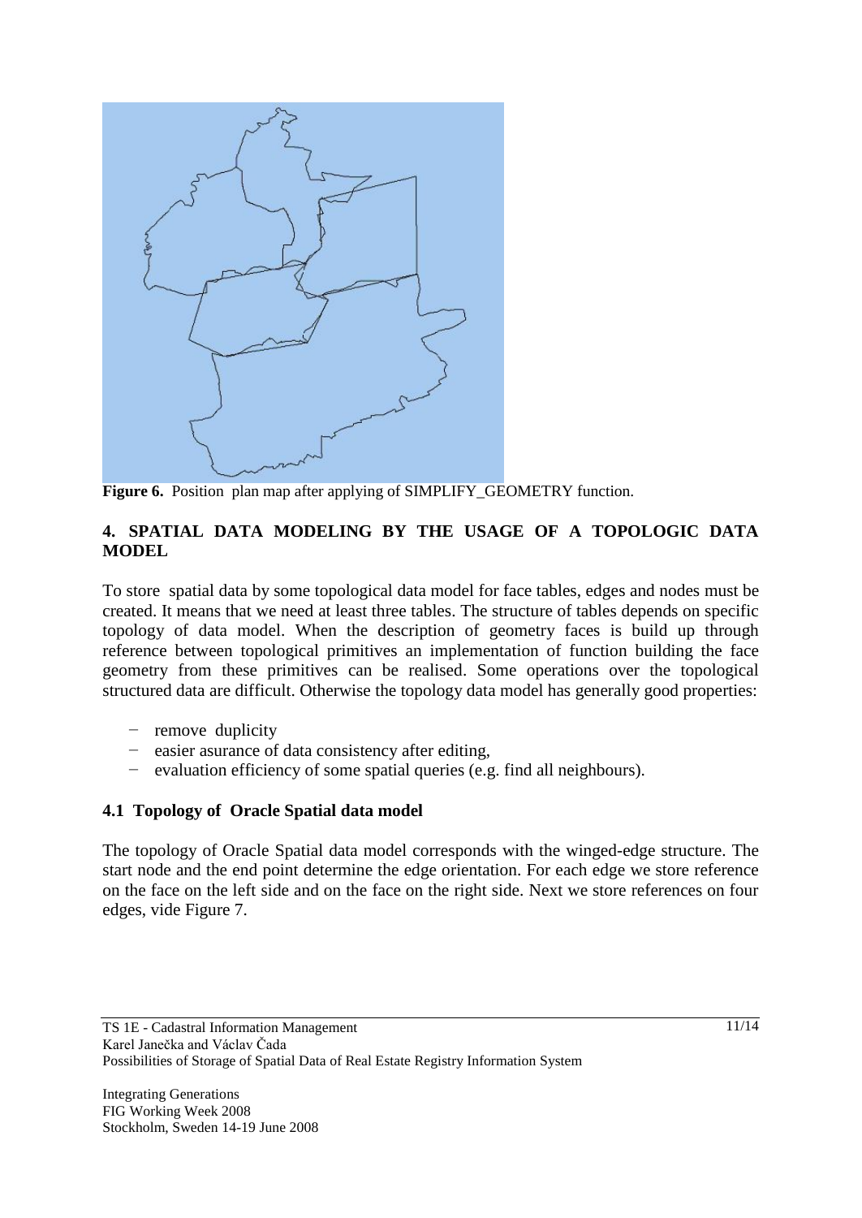**Figure 6.** Position plan map after applying of SIMPLIFY_GEOMETRY function.

## 4. SPATIAL DATA MODELING BY THE USAGE OF A TOPOLOGIC DATA MODEL

To store spatial data by some topological data model for face tables, edges and nodes must be created. It means that we need at least three tables. The structure of tables depends on specific topology of data model. When the description of geometry faces is build up through reference between topological primitives an implementation of function building the face geometry from these primitives can be realised. Some operations over the topological structured data are difficult. Otherwise the topology data model has generally good properties:

- remove duplicity
- easier asurance of data consistency after editing,
- evaluation efficiency of some spatial queries (e.g. find all neighbours).

### 4.1 Topology of Oracle Spatial data model

The topology of Oracle Spatial data model corresponds with the winged-edge structure. The start node and the end point determine the edge orientation. For each edge we store reference on the face on the left side and on the face on the right side. Next we store references on four edges, vide Figure 7.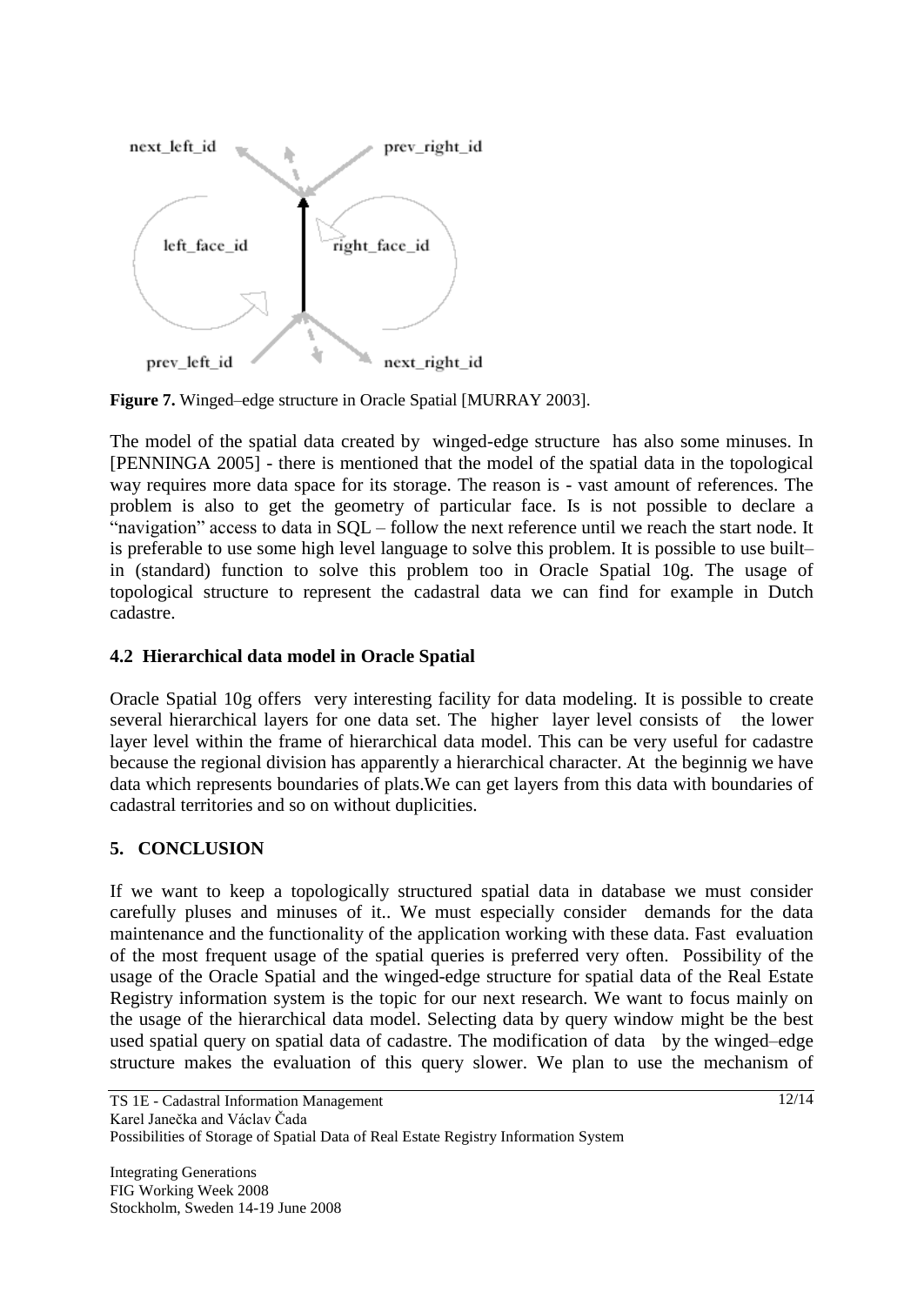next_left_id prev_right_id

left_face_id right_face_id

prev_left_id next_right_id

**Figure 7.** Winged–edge structure in Oracle Spatial [MURRAY 2003].

The model of the spatial data created by winged-edge structure has also some minuses. In [PENNINGA 2005] - there is mentioned that the model of the spatial data in the topological way requires more data space for its storage. The reason is - vast amount of references. The problem is also to get the geometry of particular face. Is is not possible to declare a "navigation" access to data in SQL – follow the next reference until we reach the start node. It is preferable to use some high level language to solve this problem. It is possible to use built–in (standard) function to solve this problem too in Oracle Spatial 10g. The usage of topological structure to represent the cadastral data we can find for example in Dutch cadastre.

### 4.2 Hierarchical data model in Oracle Spatial

Oracle Spatial 10g offers very interesting facility for data modeling. It is possible to create several hierarchical layers for one data set. The higher layer level consists of the lower layer level within the frame of hierarchical data model. This can be very useful for cadastre because the regional division has apparently a hierarchical character. At the beginnig we have data which represents boundaries of plats.We can get layers from this data with boundaries of cadastral territories and so on without duplicities.

## 5. CONCLUSION

If we want to keep a topologically structured spatial data in database we must consider carefully pluses and minuses of it.. We must especially consider demands for the data maintenance and the functionality of the application working with these data. Fast evaluation of the most frequent usage of the spatial queries is preferred very often. Possibility of the usage of the Oracle Spatial and the winged-edge structure for spatial data of the Real Estate Registry information system is the topic for our next research. We want to focus mainly on the usage of the hierarchical data model. Selecting data by query window might be the best used spatial query on spatial data of cadastre. The modification of data by the winged–edge structure makes the evaluation of this query slower. We plan to use the mechanism of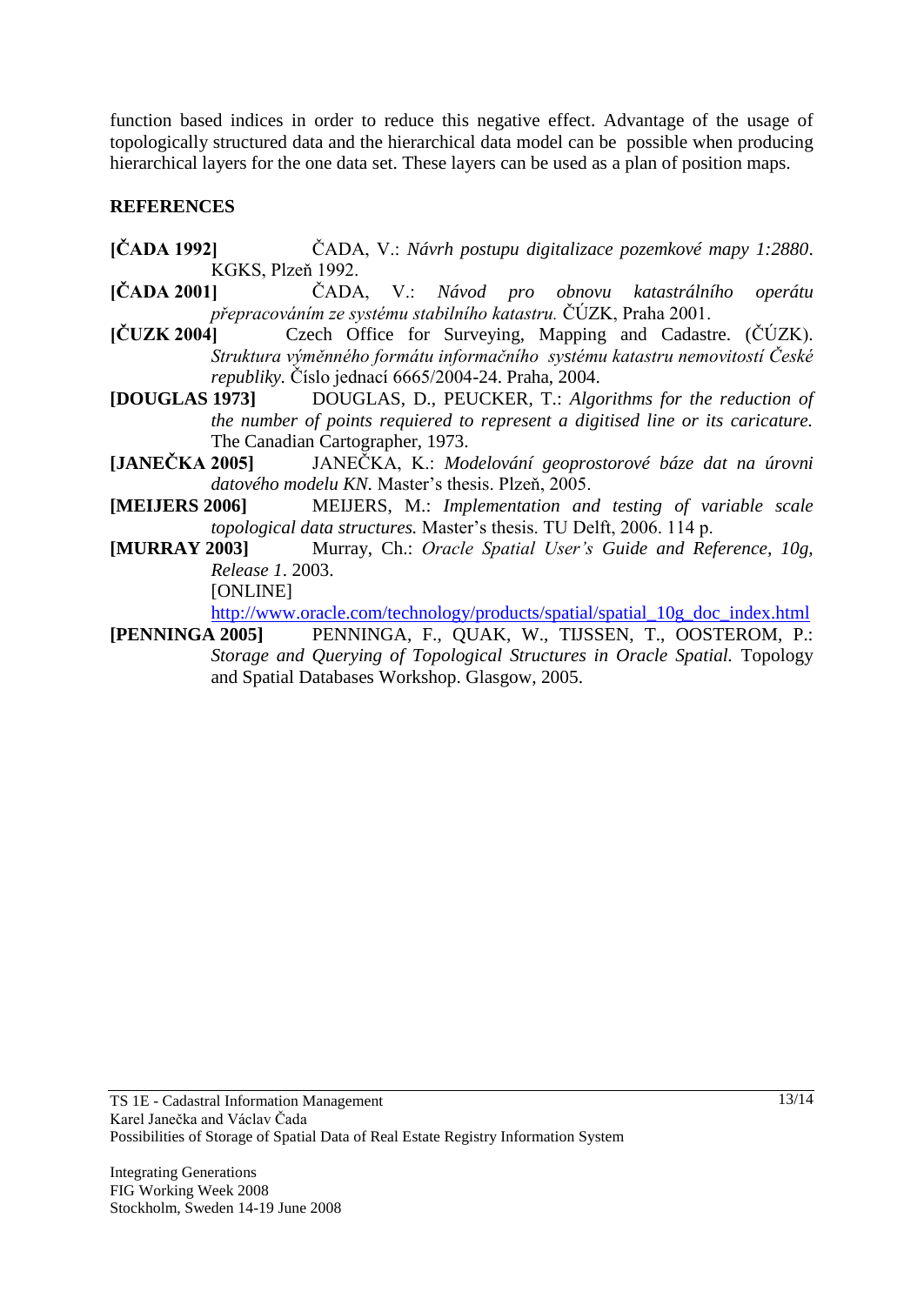function based indices in order to reduce this negative effect. Advantage of the usage of topologically structured data and the hierarchical data model can be possible when producing hierarchical layers for the one data set. These layers can be used as a plan of position maps.

## REFERENCES

**[ČADA 1992]** ČADA, V.: *Návrh postupu digitalizace pozemkové mapy 1:2880*. KGKS, Plzeň 1992.

**[ČADA 2001]** ČADA, V.: *Návod pro obnovu katastrálního operátu přepracováním ze systému stabilního katastru.* ČÚZK, Praha 2001.

**[ČUZK 2004]** Czech Office for Surveying, Mapping and Cadastre. (ČÚZK). *Struktura výměnného formátu informačního systému katastru nemovitostí České republiky.* Číslo jednací 6665/2004-24. Praha, 2004.

**[DOUGLAS 1973]** DOUGLAS, D., PEUCKER, T.: *Algorithms for the reduction of the number of points requiered to represent a digitised line or its caricature.* The Canadian Cartographer, 1973.

**[JANEČKA 2005]** JANEČKA, K.: *Modelování geoprostorové báze dat na úrovni datového modelu KN.* Master's thesis. Plzeň, 2005.

**[MEIJERS 2006]** MEIJERS, M.: *Implementation and testing of variable scale topological data structures.* Master's thesis. TU Delft, 2006. 114 p.

**[MURRAY 2003]** Murray, Ch.: *Oracle Spatial User's Guide and Reference, 10g, Release 1*. 2003. [ONLINE] http://www.oracle.com/technology/products/spatial/spatial_10g_doc_index.html

**[PENNINGA 2005]** PENNINGA, F., QUAK, W., TIJSSEN, T., OOSTEROM, P.: *Storage and Querying of Topological Structures in Oracle Spatial.* Topology and Spatial Databases Workshop. Glasgow, 2005.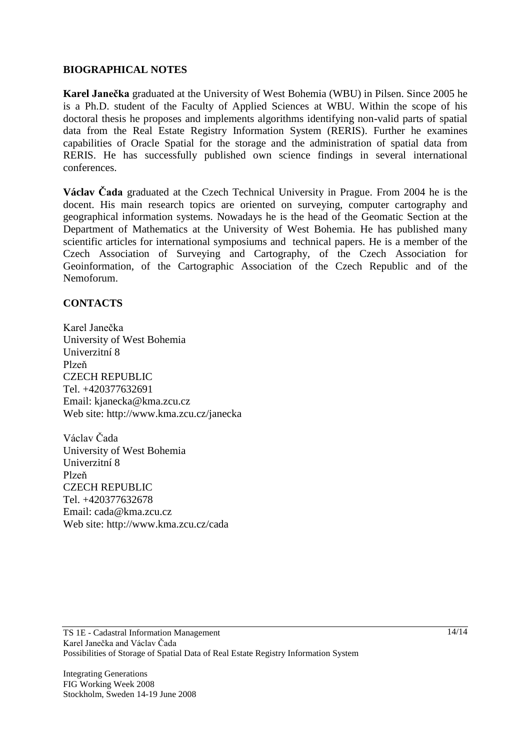## BIOGRAPHICAL NOTES

**Karel Janečka** graduated at the University of West Bohemia (WBU) in Pilsen. Since 2005 he is a Ph.D. student of the Faculty of Applied Sciences at WBU. Within the scope of his doctoral thesis he proposes and implements algorithms identifying non-valid parts of spatial data from the Real Estate Registry Information System (RERIS). Further he examines capabilities of Oracle Spatial for the storage and the administration of spatial data from RERIS. He has successfully published own science findings in several international conferences.

**Václav Čada** graduated at the Czech Technical University in Prague. From 2004 he is the docent. His main research topics are oriented on surveying, computer cartography and geographical information systems. Nowadays he is the head of the Geomatic Section at the Department of Mathematics at the University of West Bohemia. He has published many scientific articles for international symposiums and technical papers. He is a member of the Czech Association of Surveying and Cartography, of the Czech Association for Geoinformation, of the Cartographic Association of the Czech Republic and of the Nemoforum.

## CONTACTS

Karel Janečka
University of West Bohemia
Univerzitní 8
Plzeň
CZECH REPUBLIC
Tel. +420377632691
Email: kjanecka@kma.zcu.cz
Web site: http://www.kma.zcu.cz/janecka

Václav Čada
University of West Bohemia
Univerzitní 8
Plzeň
CZECH REPUBLIC
Tel. +420377632678
Email: cada@kma.zcu.cz
Web site: http://www.kma.zcu.cz/cada